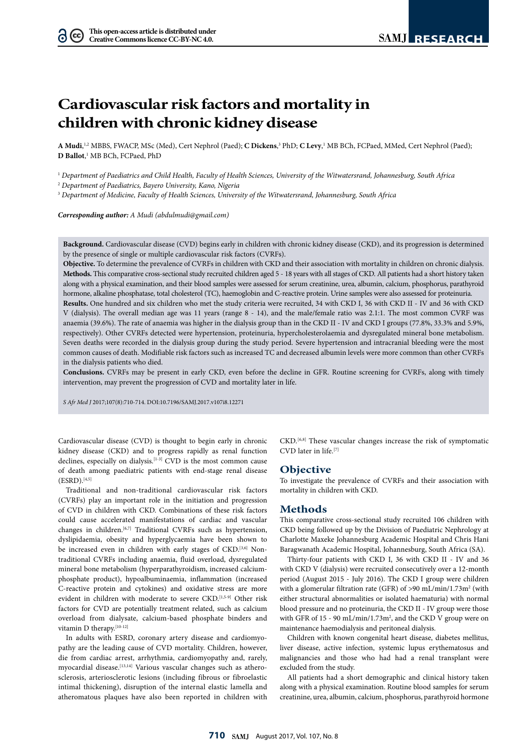This open-access article is distributed under Creative Commons licence CC-BY-NC 4.0.

# Cardiovascular risk factors and mortality in children with chronic kidney disease

**A Mudi**,[1,2] MBBS, FWACP, MSc (Med), Cert Nephrol (Paed); **C Dickens**,[3] PhD; **C Levy**,[1] MB BCh, FCPaed, MMed, Cert Nephrol (Paed); **D Ballot**,[1] MB BCh, FCPaed, PhD

[1] *Department of Paediatrics and Child Health, Faculty of Health Sciences, University of the Witwatersrand, Johannesburg, South Africa*

[2] *Department of Paediatrics, Bayero University, Kano, Nigeria*

[3] *Department of Medicine, Faculty of Health Sciences, University of the Witwatersrand, Johannesburg, South Africa*

***Corresponding author:*** *A Mudi (abdulmudi@gmail.com)*

**Background.** Cardiovascular disease (CVD) begins early in children with chronic kidney disease (CKD), and its progression is determined by the presence of single or multiple cardiovascular risk factors (CVRFs).

**Objective.** To determine the prevalence of CVRFs in children with CKD and their association with mortality in children on chronic dialysis.

**Methods.** This comparative cross-sectional study recruited children aged 5 - 18 years with all stages of CKD. All patients had a short history taken along with a physical examination, and their blood samples were assessed for serum creatinine, urea, albumin, calcium, phosphorus, parathyroid hormone, alkaline phosphatase, total cholesterol (TC), haemoglobin and C-reactive protein. Urine samples were also assessed for proteinuria.

**Results.** One hundred and six children who met the study criteria were recruited, 34 with CKD I, 36 with CKD II - IV and 36 with CKD V (dialysis). The overall median age was 11 years (range 8 - 14), and the male/female ratio was 2.1:1. The most common CVRF was anaemia (39.6%). The rate of anaemia was higher in the dialysis group than in the CKD II - IV and CKD I groups (77.8%, 33.3% and 5.9%, respectively). Other CVRFs detected were hypertension, proteinuria, hypercholesterolaemia and dysregulated mineral bone metabolism. Seven deaths were recorded in the dialysis group during the study period. Severe hypertension and intracranial bleeding were the most common causes of death. Modifiable risk factors such as increased TC and decreased albumin levels were more common than other CVRFs in the dialysis patients who died.

**Conclusions.** CVRFs may be present in early CKD, even before the decline in GFR. Routine screening for CVRFs, along with timely intervention, may prevent the progression of CVD and mortality later in life.

*S Afr Med J* 2017;107(8):710-714. DOI:10.7196/SAMJ.2017.v107i8.12271

Cardiovascular disease (CVD) is thought to begin early in chronic kidney disease (CKD) and to progress rapidly as renal function declines, especially on dialysis.[1-3] CVD is the most common cause of death among paediatric patients with end-stage renal disease (ESRD).[4,5]

Traditional and non-traditional cardiovascular risk factors (CVRFs) play an important role in the initiation and progression of CVD in children with CKD. Combinations of these risk factors could cause accelerated manifestations of cardiac and vascular changes in children.[6,7] Traditional CVRFs such as hypertension, dyslipidaemia, obesity and hyperglycaemia have been shown to be increased even in children with early stages of CKD.[3,6] Non-traditional CVRFs including anaemia, fluid overload, dysregulated mineral bone metabolism (hyperparathyroidism, increased calcium-phosphate product), hypoalbuminaemia, inflammation (increased C-reactive protein and cytokines) and oxidative stress are more evident in children with moderate to severe CKD.[1,5-9] Other risk factors for CVD are potentially treatment related, such as calcium overload from dialysate, calcium-based phosphate binders and vitamin D therapy.[10-12]

In adults with ESRD, coronary artery disease and cardiomyopathy are the leading cause of CVD mortality. Children, however, die from cardiac arrest, arrhythmia, cardiomyopathy and, rarely, myocardial disease.[13,14] Various vascular changes such as atherosclerosis, arteriosclerotic lesions (including fibrous or fibroelastic intimal thickening), disruption of the internal elastic lamella and atheromatous plaques have also been reported in children with CKD.[6,8] These vascular changes increase the risk of symptomatic CVD later in life.[7]

## Objective

To investigate the prevalence of CVRFs and their association with mortality in children with CKD.

## Methods

This comparative cross-sectional study recruited 106 children with CKD being followed up by the Division of Paediatric Nephrology at Charlotte Maxeke Johannesburg Academic Hospital and Chris Hani Baragwanath Academic Hospital, Johannesburg, South Africa (SA).

Thirty-four patients with CKD I, 36 with CKD II - IV and 36 with CKD V (dialysis) were recruited consecutively over a 12-month period (August 2015 - July 2016). The CKD I group were children with a glomerular filtration rate (GFR) of >90 mL/min/1.73m$^2$ (with either structural abnormalities or isolated haematuria) with normal blood pressure and no proteinuria, the CKD II - IV group were those with GFR of 15 - 90 mL/min/1.73m$^2$, and the CKD V group were on maintenance haemodialysis and peritoneal dialysis.

Children with known congenital heart disease, diabetes mellitus, liver disease, active infection, systemic lupus erythematosus and malignancies and those who had had a renal transplant were excluded from the study.

All patients had a short demographic and clinical history taken along with a physical examination. Routine blood samples for serum creatinine, urea, albumin, calcium, phosphorus, parathyroid hormone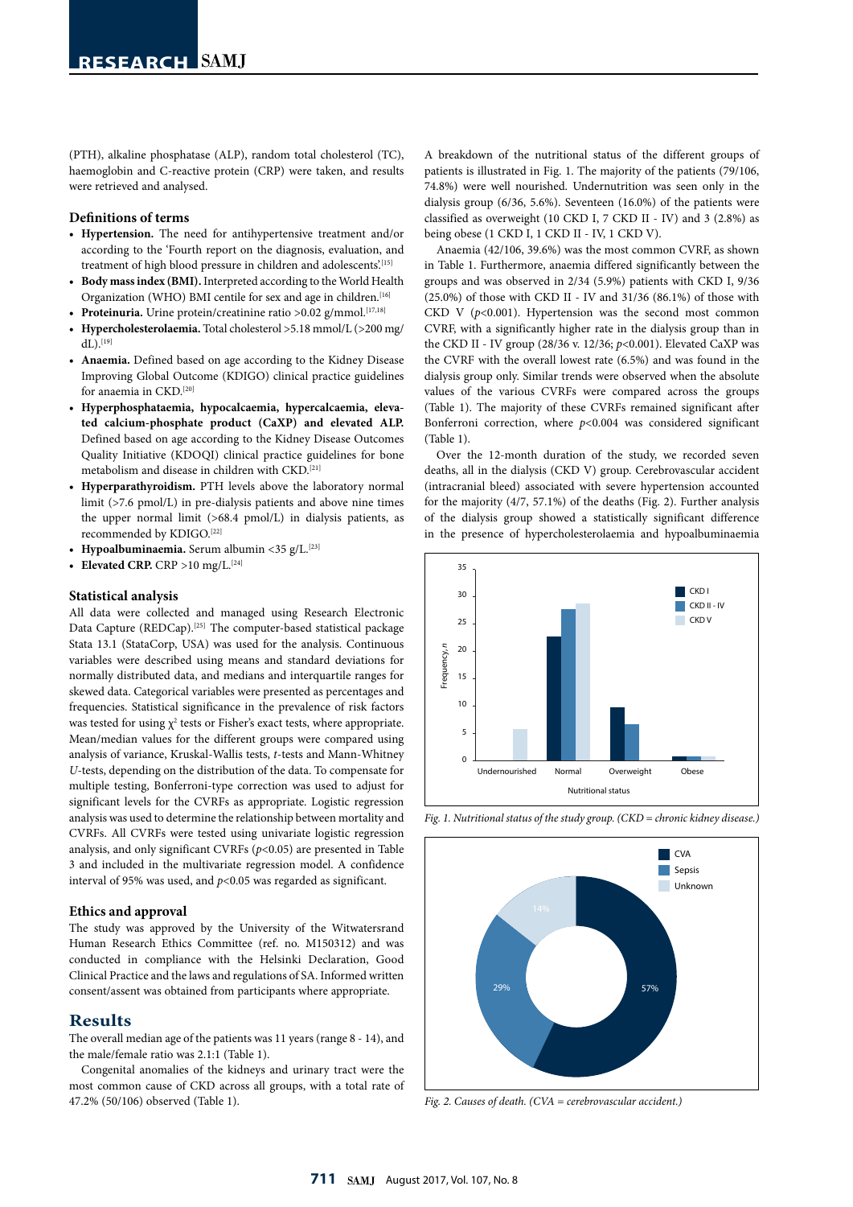(PTH), alkaline phosphatase (ALP), random total cholesterol (TC), haemoglobin and C-reactive protein (CRP) were taken, and results were retrieved and analysed.

### Definitions of terms

- **Hypertension.** The need for antihypertensive treatment and/or according to the 'Fourth report on the diagnosis, evaluation, and treatment of high blood pressure in children and adolescents'.[15]
- **Body mass index (BMI).** Interpreted according to the World Health Organization (WHO) BMI centile for sex and age in children.[16]
- **Proteinuria.** Urine protein/creatinine ratio >0.02 g/mmol.[17,18]
- **Hypercholesterolaemia.** Total cholesterol >5.18 mmol/L (>200 mg/dL).[19]
- **Anaemia.** Defined based on age according to the Kidney Disease Improving Global Outcome (KDIGO) clinical practice guidelines for anaemia in CKD.[20]
- **Hyperphosphataemia, hypocalcaemia, hypercalcaemia, elevated calcium-phosphate product (CaXP) and elevated ALP.** Defined based on age according to the Kidney Disease Outcomes Quality Initiative (KDOQI) clinical practice guidelines for bone metabolism and disease in children with CKD.[21]
- **Hyperparathyroidism.** PTH levels above the laboratory normal limit (>7.6 pmol/L) in pre-dialysis patients and above nine times the upper normal limit (>68.4 pmol/L) in dialysis patients, as recommended by KDIGO.[22]
- **Hypoalbuminaemia.** Serum albumin <35 g/L.[23]
- **Elevated CRP.** CRP >10 mg/L.[24]

### Statistical analysis

All data were collected and managed using Research Electronic Data Capture (REDCap).[25] The computer-based statistical package Stata 13.1 (StataCorp, USA) was used for the analysis. Continuous variables were described using means and standard deviations for normally distributed data, and medians and interquartile ranges for skewed data. Categorical variables were presented as percentages and frequencies. Statistical significance in the prevalence of risk factors was tested for using $\chi^2$ tests or Fisher's exact tests, where appropriate. Mean/median values for the different groups were compared using analysis of variance, Kruskal-Wallis tests, *t*-tests and Mann-Whitney *U*-tests, depending on the distribution of the data. To compensate for multiple testing, Bonferroni-type correction was used to adjust for significant levels for the CVRFs as appropriate. Logistic regression analysis was used to determine the relationship between mortality and CVRFs. All CVRFs were tested using univariate logistic regression analysis, and only significant CVRFs ($p<0.05$) are presented in Table 3 and included in the multivariate regression model. A confidence interval of 95% was used, and $p<0.05$ was regarded as significant.

### Ethics and approval

The study was approved by the University of the Witwatersrand Human Research Ethics Committee (ref. no. M150312) and was conducted in compliance with the Helsinki Declaration, Good Clinical Practice and the laws and regulations of SA. Informed written consent/assent was obtained from participants where appropriate.

## Results

The overall median age of the patients was 11 years (range 8 - 14), and the male/female ratio was 2.1:1 (Table 1).

Congenital anomalies of the kidneys and urinary tract were the most common cause of CKD across all groups, with a total rate of 47.2% (50/106) observed (Table 1).

A breakdown of the nutritional status of the different groups of patients is illustrated in Fig. 1. The majority of the patients (79/106, 74.8%) were well nourished. Undernutrition was seen only in the dialysis group (6/36, 5.6%). Seventeen (16.0%) of the patients were classified as overweight (10 CKD I, 7 CKD II - IV) and 3 (2.8%) as being obese (1 CKD I, 1 CKD II - IV, 1 CKD V).

Anaemia (42/106, 39.6%) was the most common CVRF, as shown in Table 1. Furthermore, anaemia differed significantly between the groups and was observed in 2/34 (5.9%) patients with CKD I, 9/36 (25.0%) of those with CKD II - IV and 31/36 (86.1%) of those with CKD V ($p<0.001$). Hypertension was the second most common CVRF, with a significantly higher rate in the dialysis group than in the CKD II - IV group (28/36 v. 12/36; $p<0.001$). Elevated CaXP was the CVRF with the overall lowest rate (6.5%) and was found in the dialysis group only. Similar trends were observed when the absolute values of the various CVRFs were compared across the groups (Table 1). The majority of these CVRFs remained significant after Bonferroni correction, where $p<0.004$ was considered significant (Table 1).

Over the 12-month duration of the study, we recorded seven deaths, all in the dialysis (CKD V) group. Cerebrovascular accident (intracranial bleed) associated with severe hypertension accounted for the majority (4/7, 57.1%) of the deaths (Fig. 2). Further analysis of the dialysis group showed a statistically significant difference in the presence of hypercholesterolaemia and hypoalbuminaemia

*Fig. 1. Nutritional status of the study group. (CKD = chronic kidney disease.)*

*Fig. 2. Causes of death. (CVA = cerebrovascular accident.)*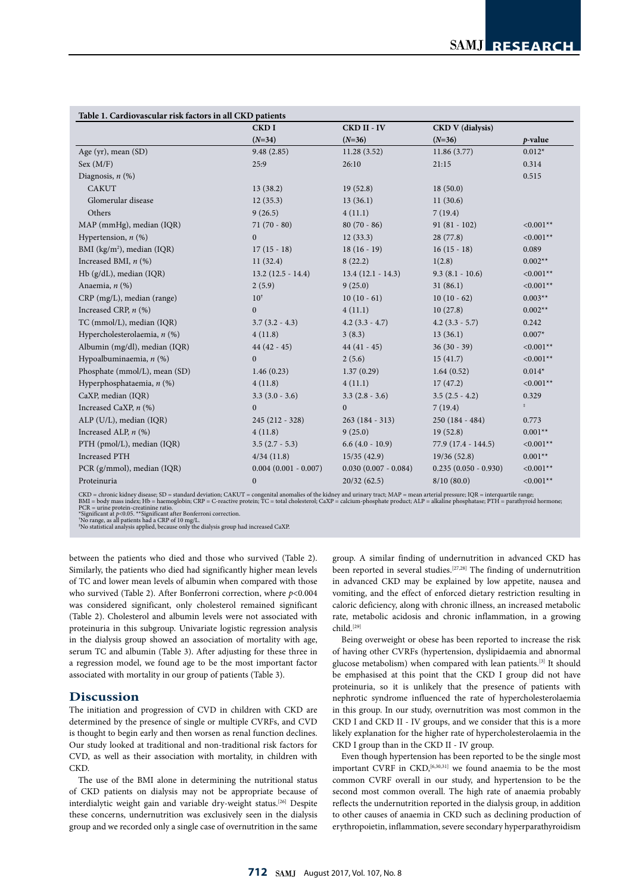**Table 1. Cardiovascular risk factors in all CKD patients**

| | CKD I (N=34) | CKD II - IV (N=36) | CKD V (dialysis) (N=36) | p-value |
|---|---|---|---|---|
| Age (yr), mean (SD) | 9.48 (2.85) | 11.28 (3.52) | 11.86 (3.77) | 0.012* |
| Sex (M/F) | 25:9 | 26:10 | 21:15 | 0.314 |
| Diagnosis, n (%) | | | | 0.515 |
| CAKUT | 13 (38.2) | 19 (52.8) | 18 (50.0) | |
| Glomerular disease | 12 (35.3) | 13 (36.1) | 11 (30.6) | |
| Others | 9 (26.5) | 4 (11.1) | 7 (19.4) | |
| MAP (mmHg), median (IQR) | 71 (70 - 80) | 80 (70 - 86) | 91 (81 - 102) | <0.001** |
| Hypertension, n (%) | 0 | 12 (33.3) | 28 (77.8) | <0.001** |
| BMI (kg/m²), median (IQR) | 17 (15 - 18) | 18 (16 - 19) | 16 (15 - 18) | 0.089 |
| Increased BMI, n (%) | 11 (32.4) | 8 (22.2) | 1(2.8) | 0.002** |
| Hb (g/dL), median (IQR) | 13.2 (12.5 - 14.4) | 13.4 (12.1 - 14.3) | 9.3 (8.1 - 10.6) | <0.001** |
| Anaemia, n (%) | 2 (5.9) | 9 (25.0) | 31 (86.1) | <0.001** |
| CRP (mg/L), median (range) | 10[†] | 10 (10 - 61) | 10 (10 - 62) | 0.003** |
| Increased CRP, n (%) | 0 | 4 (11.1) | 10 (27.8) | 0.002** |
| TC (mmol/L), median (IQR) | 3.7 (3.2 - 4.3) | 4.2 (3.3 - 4.7) | 4.2 (3.3 - 5.7) | 0.242 |
| Hypercholesterolaemia, n (%) | 4 (11.8) | 3 (8.3) | 13 (36.1) | 0.007* |
| Albumin (mg/dl), median (IQR) | 44 (42 - 45) | 44 (41 - 45) | 36 (30 - 39) | <0.001** |
| Hypoalbuminaemia, n (%) | 0 | 2 (5.6) | 15 (41.7) | <0.001** |
| Phosphate (mmol/L), mean (SD) | 1.46 (0.23) | 1.37 (0.29) | 1.64 (0.52) | 0.014* |
| Hyperphosphataemia, n (%) | 4 (11.8) | 4 (11.1) | 17 (47.2) | <0.001** |
| CaXP, median (IQR) | 3.3 (3.0 - 3.6) | 3.3 (2.8 - 3.6) | 3.5 (2.5 - 4.2) | 0.329 |
| Increased CaXP, n (%) | 0 | 0 | 7 (19.4) | [‡] |
| ALP (U/L), median (IQR) | 245 (212 - 328) | 263 (184 - 313) | 250 (184 - 484) | 0.773 |
| Increased ALP, n (%) | 4 (11.8) | 9 (25.0) | 19 (52.8) | 0.001** |
| PTH (pmol/L), median (IQR) | 3.5 (2.7 - 5.3) | 6.6 (4.0 - 10.9) | 77.9 (17.4 - 144.5) | <0.001** |
| Increased PTH | 4/34 (11.8) | 15/35 (42.9) | 19/36 (52.8) | 0.001** |
| PCR (g/mmol), median (IQR) | 0.004 (0.001 - 0.007) | 0.030 (0.007 - 0.084) | 0.235 (0.050 - 0.930) | <0.001** |
| Proteinuria | 0 | 20/32 (62.5) | 8/10 (80.0) | <0.001** |

CKD = chronic kidney disease; SD = standard deviation; CAKUT = congenital anomalies of the kidney and urinary tract; MAP = mean arterial pressure; IQR = interquartile range; BMI = body mass index; Hb = haemoglobin; CRP = C-reactive protein; TC = total cholesterol; CaXP = calcium-phosphate product; ALP = alkaline phosphatase; PTH = parathyroid hormone; PCR = urine protein-creatinine ratio.
*Significant at $p<0.05$. **Significant after Bonferroni correction.
[†]No range, as all patients had a CRP of 10 mg/L.
[‡]No statistical analysis applied, because only the dialysis group had increased CaXP.

between the patients who died and those who survived (Table 2). Similarly, the patients who died had significantly higher mean levels of TC and lower mean levels of albumin when compared with those who survived (Table 2). After Bonferroni correction, where $p<0.004$ was considered significant, only cholesterol remained significant (Table 2). Cholesterol and albumin levels were not associated with proteinuria in this subgroup. Univariate logistic regression analysis in the dialysis group showed an association of mortality with age, serum TC and albumin (Table 3). After adjusting for these three in a regression model, we found age to be the most important factor associated with mortality in our group of patients (Table 3).

## Discussion

The initiation and progression of CVD in children with CKD are determined by the presence of single or multiple CVRFs, and CVD is thought to begin early and then worsen as renal function declines. Our study looked at traditional and non-traditional risk factors for CVD, as well as their association with mortality, in children with CKD.

The use of the BMI alone in determining the nutritional status of CKD patients on dialysis may not be appropriate because of interdialytic weight gain and variable dry-weight status.[26] Despite these concerns, undernutrition was exclusively seen in the dialysis group and we recorded only a single case of overnutrition in the same group. A similar finding of undernutrition in advanced CKD has been reported in several studies.[27,28] The finding of undernutrition in advanced CKD may be explained by low appetite, nausea and vomiting, and the effect of enforced dietary restriction resulting in caloric deficiency, along with chronic illness, an increased metabolic rate, metabolic acidosis and chronic inflammation, in a growing child.[29]

Being overweight or obese has been reported to increase the risk of having other CVRFs (hypertension, dyslipidaemia and abnormal glucose metabolism) when compared with lean patients.[3] It should be emphasised at this point that the CKD I group did not have proteinuria, so it is unlikely that the presence of patients with nephrotic syndrome influenced the rate of hypercholesterolaemia in this group. In our study, overnutrition was most common in the CKD I and CKD II - IV groups, and we consider that this is a more likely explanation for the higher rate of hypercholesterolaemia in the CKD I group than in the CKD II - IV group.

Even though hypertension has been reported to be the single most important CVRF in CKD,[6,30,31] we found anaemia to be the most common CVRF overall in our study, and hypertension to be the second most common overall. The high rate of anaemia probably reflects the undernutrition reported in the dialysis group, in addition to other causes of anaemia in CKD such as declining production of erythropoietin, inflammation, severe secondary hyperparathyroidism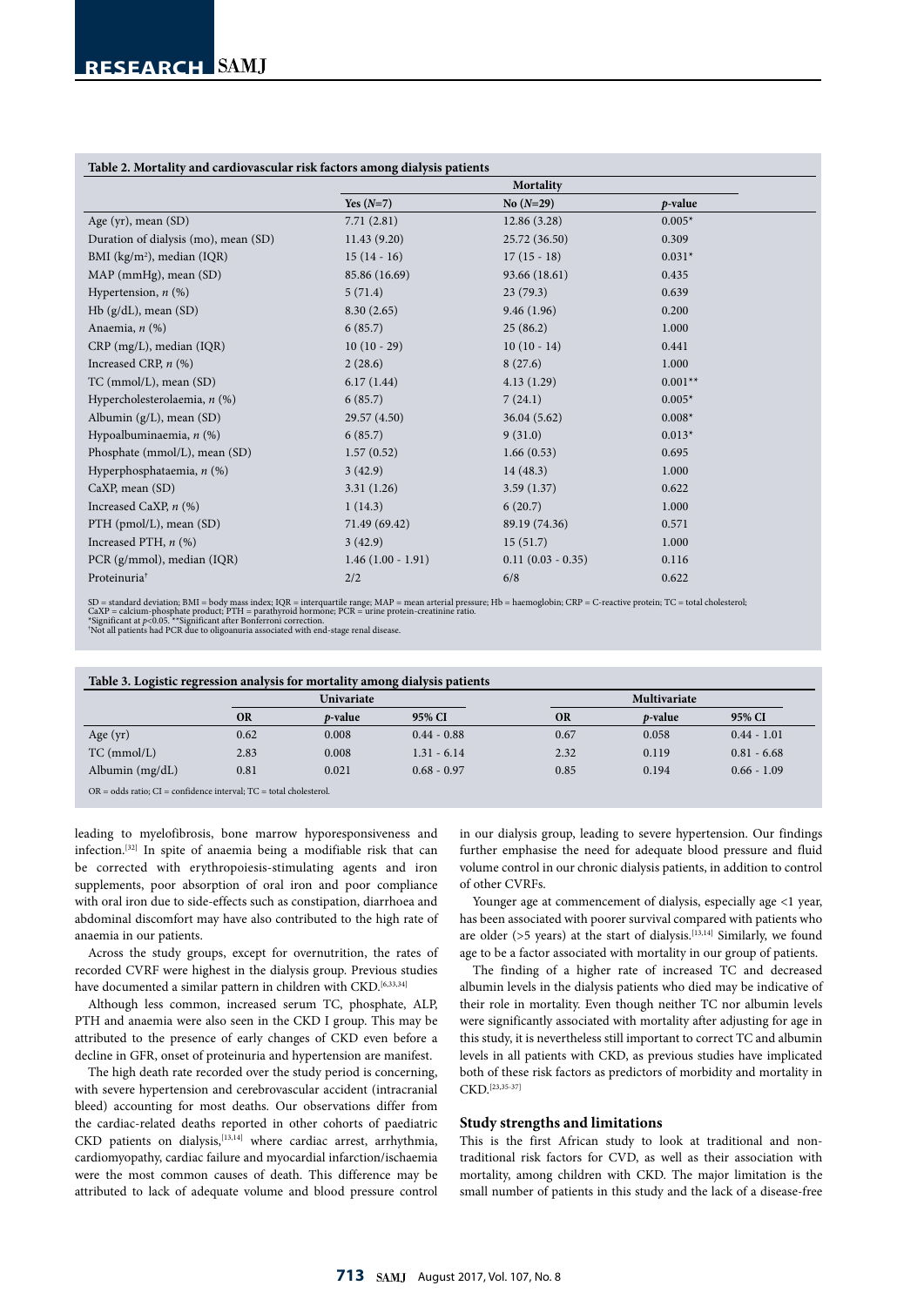**Table 2. Mortality and cardiovascular risk factors among dialysis patients**

| | Mortality | | |
|---|---|---|---|
| | Yes ($N$=7) | No ($N$=29) | $p$-value |
| Age (yr), mean (SD) | 7.71 (2.81) | 12.86 (3.28) | 0.005* |
| Duration of dialysis (mo), mean (SD) | 11.43 (9.20) | 25.72 (36.50) | 0.309 |
| BMI (kg/m$^2$), median (IQR) | 15 (14 - 16) | 17 (15 - 18) | 0.031* |
| MAP (mmHg), mean (SD) | 85.86 (16.69) | 93.66 (18.61) | 0.435 |
| Hypertension, $n$ (%) | 5 (71.4) | 23 (79.3) | 0.639 |
| Hb (g/dL), mean (SD) | 8.30 (2.65) | 9.46 (1.96) | 0.200 |
| Anaemia, $n$ (%) | 6 (85.7) | 25 (86.2) | 1.000 |
| CRP (mg/L), median (IQR) | 10 (10 - 29) | 10 (10 - 14) | 0.441 |
| Increased CRP, $n$ (%) | 2 (28.6) | 8 (27.6) | 1.000 |
| TC (mmol/L), mean (SD) | 6.17 (1.44) | 4.13 (1.29) | 0.001** |
| Hypercholesterolaemia, $n$ (%) | 6 (85.7) | 7 (24.1) | 0.005* |
| Albumin (g/L), mean (SD) | 29.57 (4.50) | 36.04 (5.62) | 0.008* |
| Hypoalbuminaemia, $n$ (%) | 6 (85.7) | 9 (31.0) | 0.013* |
| Phosphate (mmol/L), mean (SD) | 1.57 (0.52) | 1.66 (0.53) | 0.695 |
| Hyperphosphataemia, $n$ (%) | 3 (42.9) | 14 (48.3) | 1.000 |
| CaXP, mean (SD) | 3.31 (1.26) | 3.59 (1.37) | 0.622 |
| Increased CaXP, $n$ (%) | 1 (14.3) | 6 (20.7) | 1.000 |
| PTH (pmol/L), mean (SD) | 71.49 (69.42) | 89.19 (74.36) | 0.571 |
| Increased PTH, $n$ (%) | 3 (42.9) | 15 (51.7) | 1.000 |
| PCR (g/mmol), median (IQR) | 1.46 (1.00 - 1.91) | 0.11 (0.03 - 0.35) | 0.116 |
| Proteinuria† | 2/2 | 6/8 | 0.622 |

SD = standard deviation; BMI = body mass index; IQR = interquartile range; MAP = mean arterial pressure; Hb = haemoglobin; CRP = C-reactive protein; TC = total cholesterol; CaXP = calcium-phosphate product; PTH = parathyroid hormone; PCR = urine protein-creatinine ratio.
*Significant at $p$<0.05. **Significant after Bonferroni correction.
†Not all patients had PCR due to oligoanuria associated with end-stage renal disease.

**Table 3. Logistic regression analysis for mortality among dialysis patients**

| | Univariate | | | Multivariate | | |
|---|---|---|---|---|---|---|
| | OR | $p$-value | 95% CI | OR | $p$-value | 95% CI |
| Age (yr) | 0.62 | 0.008 | 0.44 - 0.88 | 0.67 | 0.058 | 0.44 - 1.01 |
| TC (mmol/L) | 2.83 | 0.008 | 1.31 - 6.14 | 2.32 | 0.119 | 0.81 - 6.68 |
| Albumin (mg/dL) | 0.81 | 0.021 | 0.68 - 0.97 | 0.85 | 0.194 | 0.66 - 1.09 |

OR = odds ratio; CI = confidence interval; TC = total cholesterol.

leading to myelofibrosis, bone marrow hyporesponsiveness and infection.[32] In spite of anaemia being a modifiable risk that can be corrected with erythropoiesis-stimulating agents and iron supplements, poor absorption of oral iron and poor compliance with oral iron due to side-effects such as constipation, diarrhoea and abdominal discomfort may have also contributed to the high rate of anaemia in our patients.

Across the study groups, except for overnutrition, the rates of recorded CVRF were highest in the dialysis group. Previous studies have documented a similar pattern in children with CKD.[6,33,34]

Although less common, increased serum TC, phosphate, ALP, PTH and anaemia were also seen in the CKD I group. This may be attributed to the presence of early changes of CKD even before a decline in GFR, onset of proteinuria and hypertension are manifest.

The high death rate recorded over the study period is concerning, with severe hypertension and cerebrovascular accident (intracranial bleed) accounting for most deaths. Our observations differ from the cardiac-related deaths reported in other cohorts of paediatric CKD patients on dialysis,[13,14] where cardiac arrest, arrhythmia, cardiomyopathy, cardiac failure and myocardial infarction/ischaemia were the most common causes of death. This difference may be attributed to lack of adequate volume and blood pressure control in our dialysis group, leading to severe hypertension. Our findings further emphasise the need for adequate blood pressure and fluid volume control in our chronic dialysis patients, in addition to control of other CVRFs.

Younger age at commencement of dialysis, especially age <1 year, has been associated with poorer survival compared with patients who are older (>5 years) at the start of dialysis.[13,14] Similarly, we found age to be a factor associated with mortality in our group of patients.

The finding of a higher rate of increased TC and decreased albumin levels in the dialysis patients who died may be indicative of their role in mortality. Even though neither TC nor albumin levels were significantly associated with mortality after adjusting for age in this study, it is nevertheless still important to correct TC and albumin levels in all patients with CKD, as previous studies have implicated both of these risk factors as predictors of morbidity and mortality in CKD.[23,35-37]

### Study strengths and limitations

This is the first African study to look at traditional and non-traditional risk factors for CVD, as well as their association with mortality, among children with CKD. The major limitation is the small number of patients in this study and the lack of a disease-free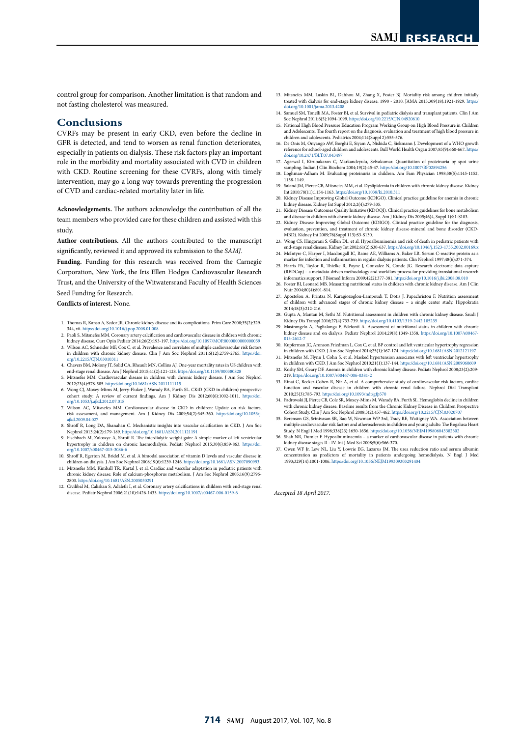control group for comparison. Another limitation is that random and not fasting cholesterol was measured.

## Conclusions

CVRFs may be present in early CKD, even before the decline in GFR is detected, and tend to worsen as renal function deteriorates, especially in patients on dialysis. These risk factors play an important role in the morbidity and mortality associated with CVD in children with CKD. Routine screening for these CVRFs, along with timely intervention, may go a long way towards preventing the progression of CVD and cardiac-related mortality later in life.

**Acknowledgements.** The authors acknowledge the contribution of all the team members who provided care for these children and assisted with this study.

**Author contributions.** All the authors contributed to the manuscript significantly, reviewed it and approved its submission to the *SAMJ*.

**Funding.** Funding for this research was received from the Carnegie Corporation, New York, the Iris Ellen Hodges Cardiovascular Research Trust, and the University of the Witwatersrand Faculty of Health Sciences Seed Funding for Research.

**Conflicts of interest.** None.

1. Thomas R, Kanso A, Sedor JR. Chronic kidney disease and its complications. Prim Care 2008;35(2):329-344, vii. https://doi.org/10.1016/j.pop.2008.01.008
2. Paoli S, Mitsnefes MM. Coronary artery calcification and cardiovascular disease in children with chronic kidney disease. Curr Opin Pediatr 2014;26(2):193-197. https://doi.org/10.1097/MOP.0000000000000059
3. Wilson AC, Schneider MF, Cox C, et al. Prevalence and correlates of multiple cardiovascular risk factors in children with chronic kidney disease. Clin J Am Soc Nephrol 2011;6(12):2759-2765. https://doi.org/10.2215/CJN.03010311
4. Chavers BM, Molony JT, Solid CA, Rheault MN, Collins AJ. One-year mortality rates in US children with end-stage renal disease. Am J Nephrol 2015;41(2):121-128. https://doi.org/10.1159/000380828
5. Mitsnefes MM. Cardiovascular disease in children with chronic kidney disease. J Am Soc Nephrol 2012;23(4):578-585. https://doi.org/10.1681/ASN.2011111115
6. Wong CJ, Moxey-Mims M, Jerry-Fluker J, Warady BA, Furth SL. CKiD (CKD in children) prospective cohort study: A review of current findings. Am J Kidney Dis 2012;60(6):1002-1011. https://doi.org/10.1053/j.ajkd.2012.07.018
7. Wilson AC, Mitsnefes MM. Cardiovascular disease in CKD in children: Update on risk factors, risk assessment, and management. Am J Kidney Dis 2009;54(2):345-360. https://doi.org/10.1053/j.ajkd.2009.04.027
8. Shroff R, Long DA, Shanahan C. Mechanistic insights into vascular calcification in CKD. J Am Soc Nephrol 2013;24(2):179-189. https://doi.org/10.1681/ASN.2011121191
9. Fischbach M, Zaloszyc A, Shroff R. The interdialytic weight gain: A simple marker of left ventricular hypertrophy in children on chronic haemodialysis. Pediatr Nephrol 2015;30(6):859-863. https://doi.org/10.1007/s00467-015-3086-6
10. Shroff R, Egerton M, Bridel M, et al. A bimodal association of vitamin D levels and vascular disease in children on dialysis. J Am Soc Nephrol 2008;19(6):1239-1246. https://doi.org/10.1681/ASN.2007090993
11. Mitsnefes MM, Kimball TR, Kartal J, et al. Cardiac and vascular adaptation in pediatric patients with chronic kidney disease: Role of calcium-phosphorus metabolism. J Am Soc Nephrol 2005;16(9):2796-2803. https://doi.org/10.1681/ASN.2005030291
12. Civilibal M, Caliskan S, Adaletli I, et al. Coronary artery calcifications in children with end-stage renal disease. Pediatr Nephrol 2006;21(10):1426-1433. https://doi.org/10.1007/s00467-006-0159-6
13. Mitsnefes MM, Laskin BL, Dahhou M, Zhang X, Foster BJ. Mortality risk among children initially treated with dialysis for end-stage kidney disease, 1990 - 2010. JAMA 2013;309(18):1921-1929. https://doi.org/10.1001/jama.2013.4208
14. Samuel SM, Tonelli MA, Foster BJ, et al. Survival in pediatric dialysis and transplant patients. Clin J Am Soc Nephrol 2011;6(5):1094-1099. https://doi.org/10.2215/CJN.04920610
15. National High Blood Pressure Education Program Working Group on High Blood Pressure in Children and Adolescents. The fourth report on the diagnosis, evaluation and treatment of high blood pressure in children and adolescents. Pediatrics 2004;114(Suppl 2):555-576.
16. De Onis M, Onyango AW, Borghi E, Siyam A, Nishida C, Siekmann J. Development of a WHO growth reference for school-aged children and adolescents. Bull World Health Organ 2007;85(9):660-667. https://doi.org/10.2471/BLT.07.043497
17. Agarwal I, Kirubakaran C, Markandeyulu, Selvakumar. Quantitation of proteinuria by spot urine sampling. Indian J Clin Biochem 2004;19(2):45-47. https://doi.org/10.1007/BF02894256
18. Loghman-Adham M. Evaluating proteinuria in children. Am Fam Physician 1998;58(5):1145-1152, 1158-1149.
19. Saland JM, Pierce CB, Mitsnefes MM, et al. Dyslipidemia in children with chronic kidney disease. Kidney Int 2010;78(11):1154-1163. https://doi.org/10.1038/ki.2010.311
20. Kidney Disease Improving Global Outcome (KDIGO). Clinical practice guideline for anemia in chronic kidney disease. Kidney Int Suppl 2012;2(4):279-335.
21. Kidney Disease Outcomes Quality Initiative (KDOQI). Clinical practice guidelines for bone metabolism and disease in children with chronic kidney disease. Am J Kidney Dis 2005;46(4, Suppl 1):S1-S103.
22. Kidney Disease Improving Global Outcome (KDIGO). Clinical practice guideline for the diagnosis, evaluation, prevention, and treatment of chronic kidney disease-mineral and bone disorder (CKD-MBD). Kidney Int 2009;76(Suppl 113):S3-S130.
23. Wong CS, Hingorani S, Gillen DL, et al. Hypoalbuminemia and risk of death in pediatric patients with end-stage renal disease. Kidney Int 2002;61(2):630-637. https://doi.org/10.1046/j.1523-1755.2002.00169.x
24. McIntyre C, Harper I, Macdougall IC, Raine AE, Williams A, Baker LR. Serum C-reactive protein as a marker for infection and inflammation in regular dialysis patients. Clin Nephrol 1997;48(6):371-374.
25. Harris PA, Taylor R, Thielke R, Payne J, Gonzalez N, Conde JG. Research electronic data capture (REDCap) – a metadata-driven methodology and workflow process for providing translational research informatics support. J Biomed Inform 2009;42(2):377-381. https://doi.org/10.1016/j.jbi.2008.08.010
26. Foster BJ, Leonard MB. Measuring nutritional status in children with chronic kidney disease. Am J Clin Nutr 2004;80(4):801-814.
27. Apostolou A, Printza N, Karagiozoglou-Lampoudi T, Dotis J, Papachristou F. Nutrition assessment of children with advanced stages of chronic kidney disease – a single center study. Hippokratia 2014;18(3):212-216.
28. Gupta A, Mantan M, Sethi M. Nutritional assessment in children with chronic kidney disease. Saudi J Kidney Dis Transpl 2016;27(4):733-739. https://doi.org/10.4103/1319-2442.185235
29. Mastrangelo A, Paglialonga F, Edefonti A. Assessment of nutritional status in children with chronic kidney disease and on dialysis. Pediatr Nephrol 2014;29(8):1349-1358. https://doi.org/10.1007/s00467-013-2612-7
30. Kupferman JC, Aronson Friedman L, Cox C, et al. BP control and left ventricular hypertrophy regression in children with CKD. J Am Soc Nephrol 2014;25(1):167-174. https://doi.org/10.1681/ASN.2012121197
31. Mitsnefes M, Flynn J, Cohn S, et al. Masked hypertension associates with left ventricular hypertrophy in children with CKD. J Am Soc Nephrol 2010;21(1):137-144. https://doi.org/10.1681/ASN.2009060609
32. Koshy SM, Geary DF. Anemia in children with chronic kidney disease. Pediatr Nephrol 2008;23(2):209-219. https://doi.org/10.1007/s00467-006-0381-2
33. Rinat C, Becker-Cohen R, Nir A, et al. A comprehensive study of cardiovascular risk factors, cardiac function and vascular disease in children with chronic renal failure. Nephrol Dial Transplant 2010;25(3):785-793. https://doi.org/10.1093/ndt/gfp570
34. Fadrowski JJ, Pierce CB, Cole SR, Moxey-Mims M, Warady BA, Furth SL. Hemoglobin decline in children with chronic kidney disease: Baseline results from the Chronic Kidney Disease in Children Prospective Cohort Study. Clin J Am Soc Nephrol 2008;3(2):457-462. https://doi.org/10.2215/CJN.03020707
35. Berenson GS, Srinivasan SR, Bao W, Newman WP 3rd, Tracy RE, Wattigney WA. Association between multiple cardiovascular risk factors and atherosclerosis in children and young adults: The Bogalusa Heart Study. N Engl J Med 1998;338(23):1650-1656. https://doi.org/10.1056/NEJM199806043382302
36. Shah NR, Dumler F. Hypoalbuminaemia – a marker of cardiovascular disease in patients with chronic kidney disease stages II - IV. Int J Med Sci 2008;5(6):366-370.
37. Owen WF Jr, Lew NL, Liu Y, Lowrie EG, Lazarus JM. The urea reduction ratio and serum albumin concentration as predictors of mortality in patients undergoing hemodialysis. N Engl J Med 1993;329(14):1001-1006. https://doi.org/10.1056/NEJM199309303291404

*Accepted 18 April 2017.*